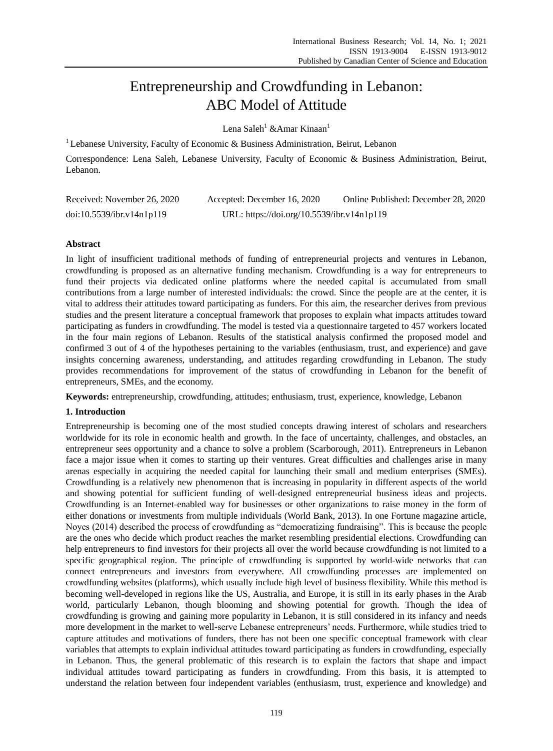# Entrepreneurship and Crowdfunding in Lebanon: ABC Model of Attitude

Lena Saleh[1] &Amar Kinaan[1]

[1] Lebanese University, Faculty of Economic & Business Administration, Beirut, Lebanon

Correspondence: Lena Saleh, Lebanese University, Faculty of Economic & Business Administration, Beirut, Lebanon.

Received: November 26, 2020 Accepted: December 16, 2020 Online Published: December 28, 2020

doi:10.5539/ibr.v14n1p119 URL: https://doi.org/10.5539/ibr.v14n1p119

## Abstract

In light of insufficient traditional methods of funding of entrepreneurial projects and ventures in Lebanon, crowdfunding is proposed as an alternative funding mechanism. Crowdfunding is a way for entrepreneurs to fund their projects via dedicated online platforms where the needed capital is accumulated from small contributions from a large number of interested individuals: the crowd. Since the people are at the center, it is vital to address their attitudes toward participating as funders. For this aim, the researcher derives from previous studies and the present literature a conceptual framework that proposes to explain what impacts attitudes toward participating as funders in crowdfunding. The model is tested via a questionnaire targeted to 457 workers located in the four main regions of Lebanon. Results of the statistical analysis confirmed the proposed model and confirmed 3 out of 4 of the hypotheses pertaining to the variables (enthusiasm, trust, and experience) and gave insights concerning awareness, understanding, and attitudes regarding crowdfunding in Lebanon. The study provides recommendations for improvement of the status of crowdfunding in Lebanon for the benefit of entrepreneurs, SMEs, and the economy.

**Keywords:** entrepreneurship, crowdfunding, attitudes; enthusiasm, trust, experience, knowledge, Lebanon

## 1. Introduction

Entrepreneurship is becoming one of the most studied concepts drawing interest of scholars and researchers worldwide for its role in economic health and growth. In the face of uncertainty, challenges, and obstacles, an entrepreneur sees opportunity and a chance to solve a problem (Scarborough, 2011). Entrepreneurs in Lebanon face a major issue when it comes to starting up their ventures. Great difficulties and challenges arise in many arenas especially in acquiring the needed capital for launching their small and medium enterprises (SMEs). Crowdfunding is a relatively new phenomenon that is increasing in popularity in different aspects of the world and showing potential for sufficient funding of well-designed entrepreneurial business ideas and projects. Crowdfunding is an Internet-enabled way for businesses or other organizations to raise money in the form of either donations or investments from multiple individuals (World Bank, 2013). In one Fortune magazine article, Noyes (2014) described the process of crowdfunding as "democratizing fundraising". This is because the people are the ones who decide which product reaches the market resembling presidential elections. Crowdfunding can help entrepreneurs to find investors for their projects all over the world because crowdfunding is not limited to a specific geographical region. The principle of crowdfunding is supported by world-wide networks that can connect entrepreneurs and investors from everywhere. All crowdfunding processes are implemented on crowdfunding websites (platforms), which usually include high level of business flexibility. While this method is becoming well-developed in regions like the US, Australia, and Europe, it is still in its early phases in the Arab world, particularly Lebanon, though blooming and showing potential for growth. Though the idea of crowdfunding is growing and gaining more popularity in Lebanon, it is still considered in its infancy and needs more development in the market to well-serve Lebanese entrepreneurs' needs. Furthermore, while studies tried to capture attitudes and motivations of funders, there has not been one specific conceptual framework with clear variables that attempts to explain individual attitudes toward participating as funders in crowdfunding, especially in Lebanon. Thus, the general problematic of this research is to explain the factors that shape and impact individual attitudes toward participating as funders in crowdfunding. From this basis, it is attempted to understand the relation between four independent variables (enthusiasm, trust, experience and knowledge) and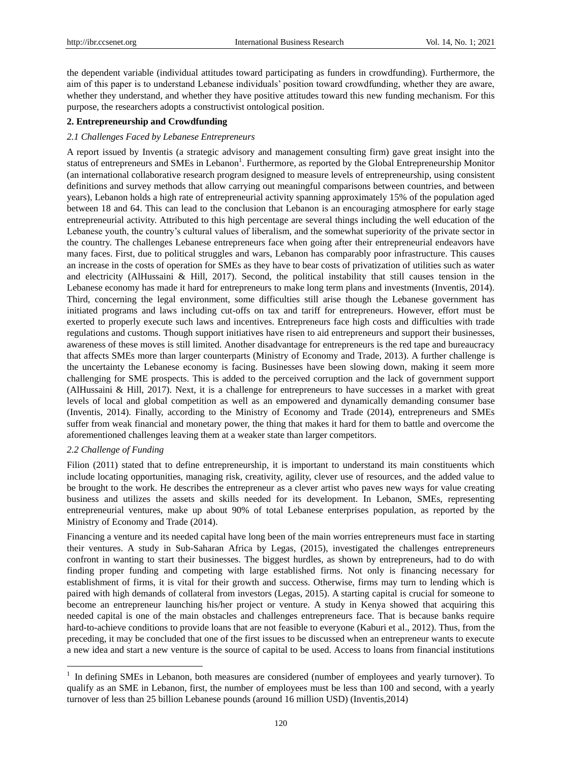the dependent variable (individual attitudes toward participating as funders in crowdfunding). Furthermore, the aim of this paper is to understand Lebanese individuals' position toward crowdfunding, whether they are aware, whether they understand, and whether they have positive attitudes toward this new funding mechanism. For this purpose, the researchers adopts a constructivist ontological position.

## 2. Entrepreneurship and Crowdfunding

### *2.1 Challenges Faced by Lebanese Entrepreneurs*

A report issued by Inventis (a strategic advisory and management consulting firm) gave great insight into the status of entrepreneurs and SMEs in Lebanon[1]. Furthermore, as reported by the Global Entrepreneurship Monitor (an international collaborative research program designed to measure levels of entrepreneurship, using consistent definitions and survey methods that allow carrying out meaningful comparisons between countries, and between years), Lebanon holds a high rate of entrepreneurial activity spanning approximately 15% of the population aged between 18 and 64. This can lead to the conclusion that Lebanon is an encouraging atmosphere for early stage entrepreneurial activity. Attributed to this high percentage are several things including the well education of the Lebanese youth, the country's cultural values of liberalism, and the somewhat superiority of the private sector in the country. The challenges Lebanese entrepreneurs face when going after their entrepreneurial endeavors have many faces. First, due to political struggles and wars, Lebanon has comparably poor infrastructure. This causes an increase in the costs of operation for SMEs as they have to bear costs of privatization of utilities such as water and electricity (AlHussaini & Hill, 2017). Second, the political instability that still causes tension in the Lebanese economy has made it hard for entrepreneurs to make long term plans and investments (Inventis, 2014). Third, concerning the legal environment, some difficulties still arise though the Lebanese government has initiated programs and laws including cut-offs on tax and tariff for entrepreneurs. However, effort must be exerted to properly execute such laws and incentives. Entrepreneurs face high costs and difficulties with trade regulations and customs. Though support initiatives have risen to aid entrepreneurs and support their businesses, awareness of these moves is still limited. Another disadvantage for entrepreneurs is the red tape and bureaucracy that affects SMEs more than larger counterparts (Ministry of Economy and Trade, 2013). A further challenge is the uncertainty the Lebanese economy is facing. Businesses have been slowing down, making it seem more challenging for SME prospects. This is added to the perceived corruption and the lack of government support (AlHussaini & Hill, 2017). Next, it is a challenge for entrepreneurs to have successes in a market with great levels of local and global competition as well as an empowered and dynamically demanding consumer base (Inventis, 2014). Finally, according to the Ministry of Economy and Trade (2014), entrepreneurs and SMEs suffer from weak financial and monetary power, the thing that makes it hard for them to battle and overcome the aforementioned challenges leaving them at a weaker state than larger competitors.

### *2.2 Challenge of Funding*

Filion (2011) stated that to define entrepreneurship, it is important to understand its main constituents which include locating opportunities, managing risk, creativity, agility, clever use of resources, and the added value to be brought to the work. He describes the entrepreneur as a clever artist who paves new ways for value creating business and utilizes the assets and skills needed for its development. In Lebanon, SMEs, representing entrepreneurial ventures, make up about 90% of total Lebanese enterprises population, as reported by the Ministry of Economy and Trade (2014).

Financing a venture and its needed capital have long been of the main worries entrepreneurs must face in starting their ventures. A study in Sub-Saharan Africa by Legas, (2015), investigated the challenges entrepreneurs confront in wanting to start their businesses. The biggest hurdles, as shown by entrepreneurs, had to do with finding proper funding and competing with large established firms. Not only is financing necessary for establishment of firms, it is vital for their growth and success. Otherwise, firms may turn to lending which is paired with high demands of collateral from investors (Legas, 2015). A starting capital is crucial for someone to become an entrepreneur launching his/her project or venture. A study in Kenya showed that acquiring this needed capital is one of the main obstacles and challenges entrepreneurs face. That is because banks require hard-to-achieve conditions to provide loans that are not feasible to everyone (Kaburi et al., 2012). Thus, from the preceding, it may be concluded that one of the first issues to be discussed when an entrepreneur wants to execute a new idea and start a new venture is the source of capital to be used. Access to loans from financial institutions

[1] In defining SMEs in Lebanon, both measures are considered (number of employees and yearly turnover). To qualify as an SME in Lebanon, first, the number of employees must be less than 100 and second, with a yearly turnover of less than 25 billion Lebanese pounds (around 16 million USD) (Inventis,2014)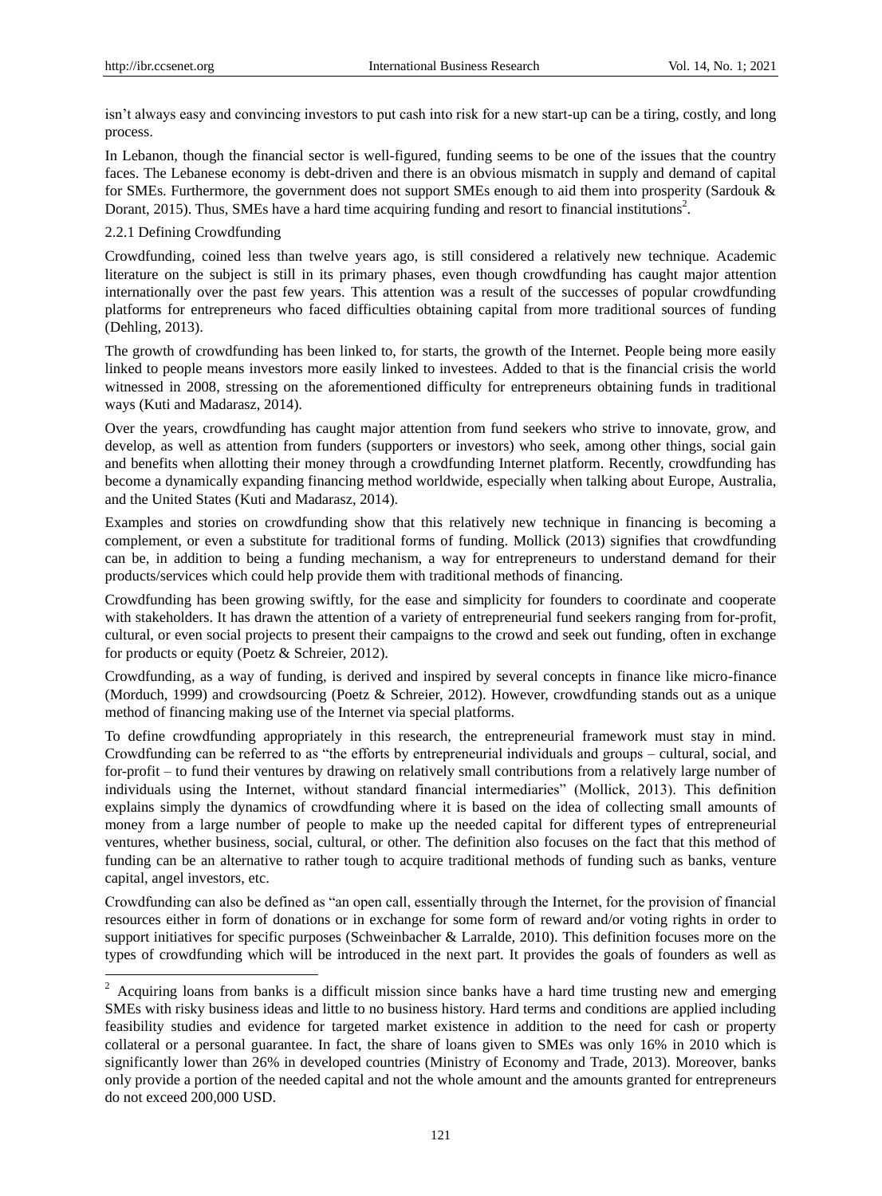isn't always easy and convincing investors to put cash into risk for a new start-up can be a tiring, costly, and long process.

In Lebanon, though the financial sector is well-figured, funding seems to be one of the issues that the country faces. The Lebanese economy is debt-driven and there is an obvious mismatch in supply and demand of capital for SMEs. Furthermore, the government does not support SMEs enough to aid them into prosperity (Sardouk & Dorant, 2015). Thus, SMEs have a hard time acquiring funding and resort to financial institutions[2].

### 2.2.1 Defining Crowdfunding

Crowdfunding, coined less than twelve years ago, is still considered a relatively new technique. Academic literature on the subject is still in its primary phases, even though crowdfunding has caught major attention internationally over the past few years. This attention was a result of the successes of popular crowdfunding platforms for entrepreneurs who faced difficulties obtaining capital from more traditional sources of funding (Dehling, 2013).

The growth of crowdfunding has been linked to, for starts, the growth of the Internet. People being more easily linked to people means investors more easily linked to investees. Added to that is the financial crisis the world witnessed in 2008, stressing on the aforementioned difficulty for entrepreneurs obtaining funds in traditional ways (Kuti and Madarasz, 2014).

Over the years, crowdfunding has caught major attention from fund seekers who strive to innovate, grow, and develop, as well as attention from funders (supporters or investors) who seek, among other things, social gain and benefits when allotting their money through a crowdfunding Internet platform. Recently, crowdfunding has become a dynamically expanding financing method worldwide, especially when talking about Europe, Australia, and the United States (Kuti and Madarasz, 2014).

Examples and stories on crowdfunding show that this relatively new technique in financing is becoming a complement, or even a substitute for traditional forms of funding. Mollick (2013) signifies that crowdfunding can be, in addition to being a funding mechanism, a way for entrepreneurs to understand demand for their products/services which could help provide them with traditional methods of financing.

Crowdfunding has been growing swiftly, for the ease and simplicity for founders to coordinate and cooperate with stakeholders. It has drawn the attention of a variety of entrepreneurial fund seekers ranging from for-profit, cultural, or even social projects to present their campaigns to the crowd and seek out funding, often in exchange for products or equity (Poetz & Schreier, 2012).

Crowdfunding, as a way of funding, is derived and inspired by several concepts in finance like micro-finance (Morduch, 1999) and crowdsourcing (Poetz & Schreier, 2012). However, crowdfunding stands out as a unique method of financing making use of the Internet via special platforms.

To define crowdfunding appropriately in this research, the entrepreneurial framework must stay in mind. Crowdfunding can be referred to as "the efforts by entrepreneurial individuals and groups – cultural, social, and for-profit – to fund their ventures by drawing on relatively small contributions from a relatively large number of individuals using the Internet, without standard financial intermediaries" (Mollick, 2013). This definition explains simply the dynamics of crowdfunding where it is based on the idea of collecting small amounts of money from a large number of people to make up the needed capital for different types of entrepreneurial ventures, whether business, social, cultural, or other. The definition also focuses on the fact that this method of funding can be an alternative to rather tough to acquire traditional methods of funding such as banks, venture capital, angel investors, etc.

Crowdfunding can also be defined as "an open call, essentially through the Internet, for the provision of financial resources either in form of donations or in exchange for some form of reward and/or voting rights in order to support initiatives for specific purposes (Schweinbacher & Larralde, 2010). This definition focuses more on the types of crowdfunding which will be introduced in the next part. It provides the goals of founders as well as

---

[2] Acquiring loans from banks is a difficult mission since banks have a hard time trusting new and emerging SMEs with risky business ideas and little to no business history. Hard terms and conditions are applied including feasibility studies and evidence for targeted market existence in addition to the need for cash or property collateral or a personal guarantee. In fact, the share of loans given to SMEs was only 16% in 2010 which is significantly lower than 26% in developed countries (Ministry of Economy and Trade, 2013). Moreover, banks only provide a portion of the needed capital and not the whole amount and the amounts granted for entrepreneurs do not exceed 200,000 USD.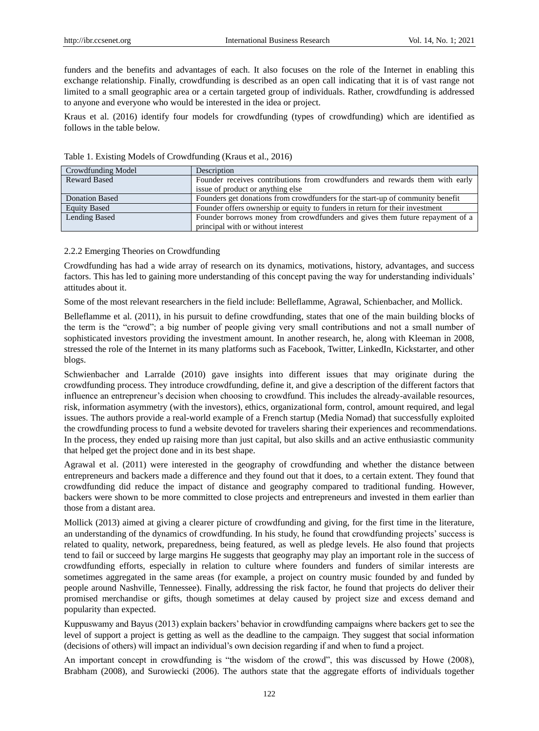funders and the benefits and advantages of each. It also focuses on the role of the Internet in enabling this exchange relationship. Finally, crowdfunding is described as an open call indicating that it is of vast range not limited to a small geographic area or a certain targeted group of individuals. Rather, crowdfunding is addressed to anyone and everyone who would be interested in the idea or project.

Kraus et al. (2016) identify four models for crowdfunding (types of crowdfunding) which are identified as follows in the table below.

Table 1. Existing Models of Crowdfunding (Kraus et al., 2016)

| Crowdfunding Model | Description |
|---|---|
| Reward Based | Founder receives contributions from crowdfunders and rewards them with early issue of product or anything else |
| Donation Based | Founders get donations from crowdfunders for the start-up of community benefit |
| Equity Based | Founder offers ownership or equity to funders in return for their investment |
| Lending Based | Founder borrows money from crowdfunders and gives them future repayment of a principal with or without interest |

### 2.2.2 Emerging Theories on Crowdfunding

Crowdfunding has had a wide array of research on its dynamics, motivations, history, advantages, and success factors. This has led to gaining more understanding of this concept paving the way for understanding individuals' attitudes about it.

Some of the most relevant researchers in the field include: Belleflamme, Agrawal, Schienbacher, and Mollick.

Belleflamme et al. (2011), in his pursuit to define crowdfunding, states that one of the main building blocks of the term is the "crowd"; a big number of people giving very small contributions and not a small number of sophisticated investors providing the investment amount. In another research, he, along with Kleeman in 2008, stressed the role of the Internet in its many platforms such as Facebook, Twitter, LinkedIn, Kickstarter, and other blogs.

Schwienbacher and Larralde (2010) gave insights into different issues that may originate during the crowdfunding process. They introduce crowdfunding, define it, and give a description of the different factors that influence an entrepreneur's decision when choosing to crowdfund. This includes the already-available resources, risk, information asymmetry (with the investors), ethics, organizational form, control, amount required, and legal issues. The authors provide a real-world example of a French startup (Media Nomad) that successfully exploited the crowdfunding process to fund a website devoted for travelers sharing their experiences and recommendations. In the process, they ended up raising more than just capital, but also skills and an active enthusiastic community that helped get the project done and in its best shape.

Agrawal et al. (2011) were interested in the geography of crowdfunding and whether the distance between entrepreneurs and backers made a difference and they found out that it does, to a certain extent. They found that crowdfunding did reduce the impact of distance and geography compared to traditional funding. However, backers were shown to be more committed to close projects and entrepreneurs and invested in them earlier than those from a distant area.

Mollick (2013) aimed at giving a clearer picture of crowdfunding and giving, for the first time in the literature, an understanding of the dynamics of crowdfunding. In his study, he found that crowdfunding projects' success is related to quality, network, preparedness, being featured, as well as pledge levels. He also found that projects tend to fail or succeed by large margins He suggests that geography may play an important role in the success of crowdfunding efforts, especially in relation to culture where founders and funders of similar interests are sometimes aggregated in the same areas (for example, a project on country music founded by and funded by people around Nashville, Tennessee). Finally, addressing the risk factor, he found that projects do deliver their promised merchandise or gifts, though sometimes at delay caused by project size and excess demand and popularity than expected.

Kuppuswamy and Bayus (2013) explain backers' behavior in crowdfunding campaigns where backers get to see the level of support a project is getting as well as the deadline to the campaign. They suggest that social information (decisions of others) will impact an individual's own decision regarding if and when to fund a project.

An important concept in crowdfunding is "the wisdom of the crowd", this was discussed by Howe (2008), Brabham (2008), and Surowiecki (2006). The authors state that the aggregate efforts of individuals together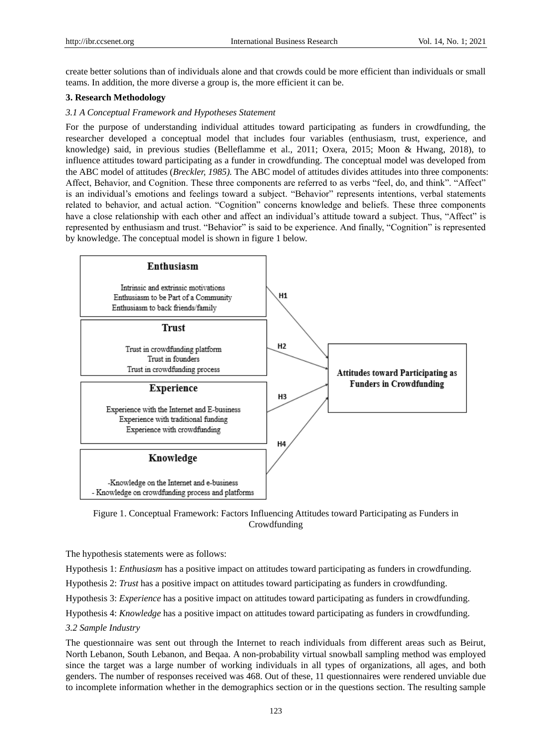create better solutions than of individuals alone and that crowds could be more efficient than individuals or small teams. In addition, the more diverse a group is, the more efficient it can be.

## 3. Research Methodology

### *3.1 A Conceptual Framework and Hypotheses Statement*

For the purpose of understanding individual attitudes toward participating as funders in crowdfunding, the researcher developed a conceptual model that includes four variables (enthusiasm, trust, experience, and knowledge) said, in previous studies (Belleflamme et al., 2011; Oxera, 2015; Moon & Hwang, 2018), to influence attitudes toward participating as a funder in crowdfunding. The conceptual model was developed from the ABC model of attitudes (*Breckler, 1985).* The ABC model of attitudes divides attitudes into three components: Affect, Behavior, and Cognition. These three components are referred to as verbs "feel, do, and think". "Affect" is an individual's emotions and feelings toward a subject. "Behavior" represents intentions, verbal statements related to behavior, and actual action. "Cognition" concerns knowledge and beliefs. These three components have a close relationship with each other and affect an individual's attitude toward a subject. Thus, "Affect" is represented by enthusiasm and trust. "Behavior" is said to be experience. And finally, "Cognition" is represented by knowledge. The conceptual model is shown in figure 1 below.

**Enthusiasm**
Intrinsic and extrinsic motivations
Enthusiasm to be Part of a Community
Enthusiasm to back friends/family

**Trust**
Trust in crowdfunding platform
Trust in founders
Trust in crowdfunding process

**Experience**
Experience with the Internet and E-business
Experience with traditional funding
Experience with crowdfunding

**Knowledge**
-Knowledge on the Internet and e-business
- Knowledge on crowdfunding process and platforms

H1
H2
H3
H4

**Attitudes toward Participating as Funders in Crowdfunding**

Figure 1. Conceptual Framework: Factors Influencing Attitudes toward Participating as Funders in Crowdfunding

The hypothesis statements were as follows:

Hypothesis 1: *Enthusiasm* has a positive impact on attitudes toward participating as funders in crowdfunding.

Hypothesis 2: *Trust* has a positive impact on attitudes toward participating as funders in crowdfunding.

Hypothesis 3: *Experience* has a positive impact on attitudes toward participating as funders in crowdfunding.

Hypothesis 4: *Knowledge* has a positive impact on attitudes toward participating as funders in crowdfunding.

### *3.2 Sample Industry*

The questionnaire was sent out through the Internet to reach individuals from different areas such as Beirut, North Lebanon, South Lebanon, and Beqaa. A non-probability virtual snowball sampling method was employed since the target was a large number of working individuals in all types of organizations, all ages, and both genders. The number of responses received was 468. Out of these, 11 questionnaires were rendered unviable due to incomplete information whether in the demographics section or in the questions section. The resulting sample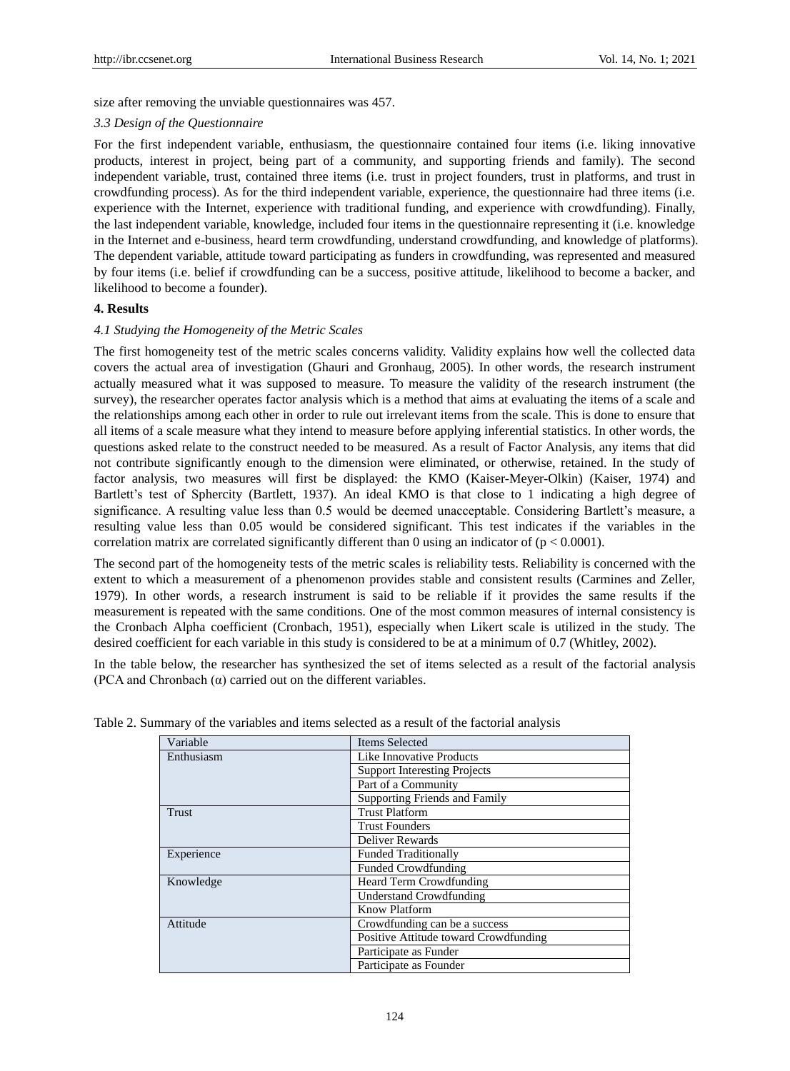size after removing the unviable questionnaires was 457.

### *3.3 Design of the Questionnaire*

For the first independent variable, enthusiasm, the questionnaire contained four items (i.e. liking innovative products, interest in project, being part of a community, and supporting friends and family). The second independent variable, trust, contained three items (i.e. trust in project founders, trust in platforms, and trust in crowdfunding process). As for the third independent variable, experience, the questionnaire had three items (i.e. experience with the Internet, experience with traditional funding, and experience with crowdfunding). Finally, the last independent variable, knowledge, included four items in the questionnaire representing it (i.e. knowledge in the Internet and e-business, heard term crowdfunding, understand crowdfunding, and knowledge of platforms). The dependent variable, attitude toward participating as funders in crowdfunding, was represented and measured by four items (i.e. belief if crowdfunding can be a success, positive attitude, likelihood to become a backer, and likelihood to become a founder).

## **4. Results**

### *4.1 Studying the Homogeneity of the Metric Scales*

The first homogeneity test of the metric scales concerns validity. Validity explains how well the collected data covers the actual area of investigation (Ghauri and Gronhaug, 2005). In other words, the research instrument actually measured what it was supposed to measure. To measure the validity of the research instrument (the survey), the researcher operates factor analysis which is a method that aims at evaluating the items of a scale and the relationships among each other in order to rule out irrelevant items from the scale. This is done to ensure that all items of a scale measure what they intend to measure before applying inferential statistics. In other words, the questions asked relate to the construct needed to be measured. As a result of Factor Analysis, any items that did not contribute significantly enough to the dimension were eliminated, or otherwise, retained. In the study of factor analysis, two measures will first be displayed: the KMO (Kaiser-Meyer-Olkin) (Kaiser, 1974) and Bartlett's test of Sphercity (Bartlett, 1937). An ideal KMO is that close to 1 indicating a high degree of significance. A resulting value less than 0.5 would be deemed unacceptable. Considering Bartlett's measure, a resulting value less than 0.05 would be considered significant. This test indicates if the variables in the correlation matrix are correlated significantly different than 0 using an indicator of ($p < 0.0001$).

The second part of the homogeneity tests of the metric scales is reliability tests. Reliability is concerned with the extent to which a measurement of a phenomenon provides stable and consistent results (Carmines and Zeller, 1979). In other words, a research instrument is said to be reliable if it provides the same results if the measurement is repeated with the same conditions. One of the most common measures of internal consistency is the Cronbach Alpha coefficient (Cronbach, 1951), especially when Likert scale is utilized in the study. The desired coefficient for each variable in this study is considered to be at a minimum of 0.7 (Whitley, 2002).

In the table below, the researcher has synthesized the set of items selected as a result of the factorial analysis (PCA and Chronbach (α) carried out on the different variables.

Table 2. Summary of the variables and items selected as a result of the factorial analysis

| Variable | Items Selected |
|---|---|
| Enthusiasm | Like Innovative Products |
| | Support Interesting Projects |
| | Part of a Community |
| | Supporting Friends and Family |
| Trust | Trust Platform |
| | Trust Founders |
| | Deliver Rewards |
| Experience | Funded Traditionally |
| | Funded Crowdfunding |
| Knowledge | Heard Term Crowdfunding |
| | Understand Crowdfunding |
| | Know Platform |
| Attitude | Crowdfunding can be a success |
| | Positive Attitude toward Crowdfunding |
| | Participate as Funder |
| | Participate as Founder |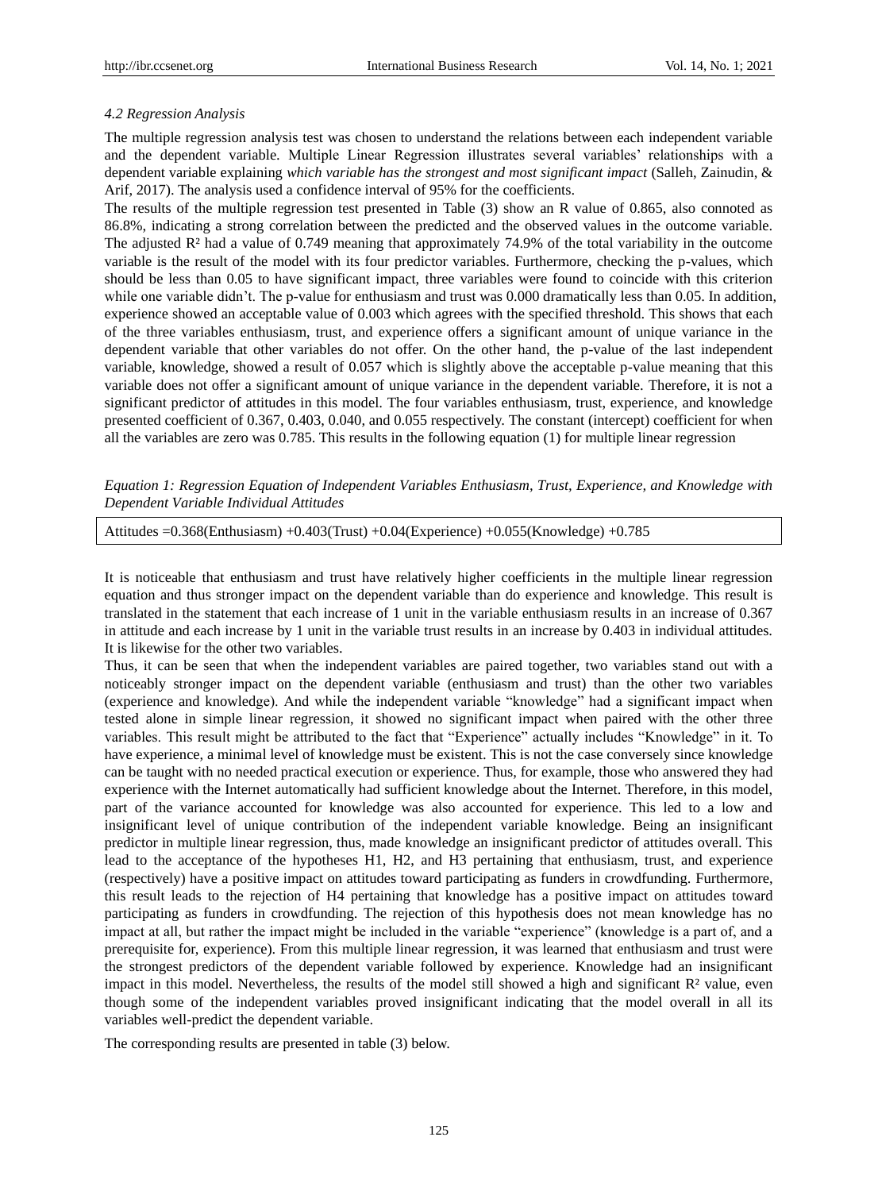*4.2 Regression Analysis*

The multiple regression analysis test was chosen to understand the relations between each independent variable and the dependent variable. Multiple Linear Regression illustrates several variables' relationships with a dependent variable explaining *which variable has the strongest and most significant impact* (Salleh, Zainudin, & Arif, 2017). The analysis used a confidence interval of 95% for the coefficients.

The results of the multiple regression test presented in Table (3) show an R value of 0.865, also connoted as 86.8%, indicating a strong correlation between the predicted and the observed values in the outcome variable. The adjusted $R^2$ had a value of 0.749 meaning that approximately 74.9% of the total variability in the outcome variable is the result of the model with its four predictor variables. Furthermore, checking the p-values, which should be less than 0.05 to have significant impact, three variables were found to coincide with this criterion while one variable didn't. The p-value for enthusiasm and trust was 0.000 dramatically less than 0.05. In addition, experience showed an acceptable value of 0.003 which agrees with the specified threshold. This shows that each of the three variables enthusiasm, trust, and experience offers a significant amount of unique variance in the dependent variable that other variables do not offer. On the other hand, the p-value of the last independent variable, knowledge, showed a result of 0.057 which is slightly above the acceptable p-value meaning that this variable does not offer a significant amount of unique variance in the dependent variable. Therefore, it is not a significant predictor of attitudes in this model. The four variables enthusiasm, trust, experience, and knowledge presented coefficient of 0.367, 0.403, 0.040, and 0.055 respectively. The constant (intercept) coefficient for when all the variables are zero was 0.785. This results in the following equation (1) for multiple linear regression

*Equation 1: Regression Equation of Independent Variables Enthusiasm, Trust, Experience, and Knowledge with Dependent Variable Individual Attitudes*

$$\text{Attitudes} = 0.368(\text{Enthusiasm}) + 0.403(\text{Trust}) + 0.04(\text{Experience}) + 0.055(\text{Knowledge}) + 0.785$$

It is noticeable that enthusiasm and trust have relatively higher coefficients in the multiple linear regression equation and thus stronger impact on the dependent variable than do experience and knowledge. This result is translated in the statement that each increase of 1 unit in the variable enthusiasm results in an increase of 0.367 in attitude and each increase by 1 unit in the variable trust results in an increase by 0.403 in individual attitudes. It is likewise for the other two variables.

Thus, it can be seen that when the independent variables are paired together, two variables stand out with a noticeably stronger impact on the dependent variable (enthusiasm and trust) than the other two variables (experience and knowledge). And while the independent variable "knowledge" had a significant impact when tested alone in simple linear regression, it showed no significant impact when paired with the other three variables. This result might be attributed to the fact that "Experience" actually includes "Knowledge" in it. To have experience, a minimal level of knowledge must be existent. This is not the case conversely since knowledge can be taught with no needed practical execution or experience. Thus, for example, those who answered they had experience with the Internet automatically had sufficient knowledge about the Internet. Therefore, in this model, part of the variance accounted for knowledge was also accounted for experience. This led to a low and insignificant level of unique contribution of the independent variable knowledge. Being an insignificant predictor in multiple linear regression, thus, made knowledge an insignificant predictor of attitudes overall. This lead to the acceptance of the hypotheses H1, H2, and H3 pertaining that enthusiasm, trust, and experience (respectively) have a positive impact on attitudes toward participating as funders in crowdfunding. Furthermore, this result leads to the rejection of H4 pertaining that knowledge has a positive impact on attitudes toward participating as funders in crowdfunding. The rejection of this hypothesis does not mean knowledge has no impact at all, but rather the impact might be included in the variable "experience" (knowledge is a part of, and a prerequisite for, experience). From this multiple linear regression, it was learned that enthusiasm and trust were the strongest predictors of the dependent variable followed by experience. Knowledge had an insignificant impact in this model. Nevertheless, the results of the model still showed a high and significant $R^2$ value, even though some of the independent variables proved insignificant indicating that the model overall in all its variables well-predict the dependent variable.

The corresponding results are presented in table (3) below.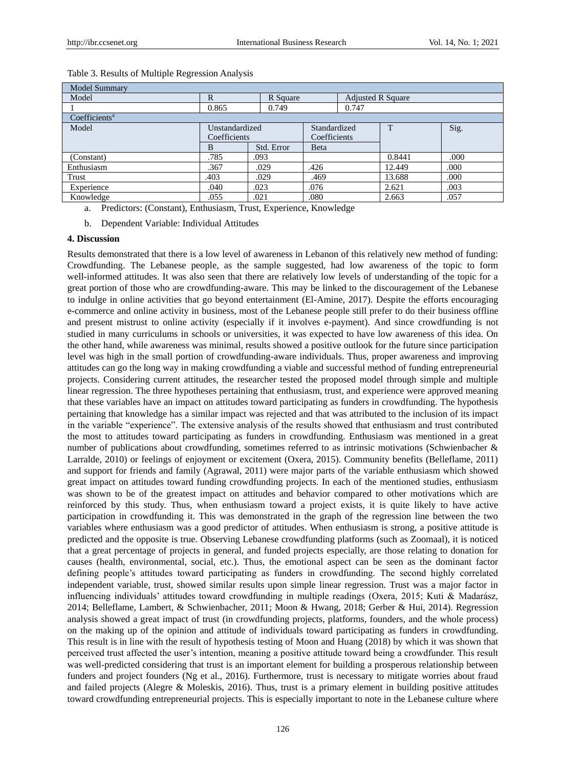Table 3. Results of Multiple Regression Analysis

| Model Summary | | | | | | |
|---|---|---|---|---|---|---|
| Model | R | | R Square | Adjusted R Square | | |
| 1 | 0.865 | | 0.749 | 0.747 | | |
| Coefficients[a] | | | | | | |
| Model | Unstandardized Coefficients | | Standardized Coefficients | | T | Sig. |
| | B | Std. Error | Beta | | | |
| (Constant) | .785 | .093 | | | 0.8441 | .000 |
| Enthusiasm | .367 | .029 | .426 | | 12.449 | .000 |
| Trust | .403 | .029 | .469 | | 13.688 | .000 |
| Experience | .040 | .023 | .076 | | 2.621 | .003 |
| Knowledge | .055 | .021 | .080 | | 2.663 | .057 |

a. Predictors: (Constant), Enthusiasm, Trust, Experience, Knowledge

b. Dependent Variable: Individual Attitudes

## 4. Discussion

Results demonstrated that there is a low level of awareness in Lebanon of this relatively new method of funding: Crowdfunding. The Lebanese people, as the sample suggested, had low awareness of the topic to form well-informed attitudes. It was also seen that there are relatively low levels of understanding of the topic for a great portion of those who are crowdfunding-aware. This may be linked to the discouragement of the Lebanese to indulge in online activities that go beyond entertainment (El-Amine, 2017). Despite the efforts encouraging e-commerce and online activity in business, most of the Lebanese people still prefer to do their business offline and present mistrust to online activity (especially if it involves e-payment). And since crowdfunding is not studied in many curriculums in schools or universities, it was expected to have low awareness of this idea. On the other hand, while awareness was minimal, results showed a positive outlook for the future since participation level was high in the small portion of crowdfunding-aware individuals. Thus, proper awareness and improving attitudes can go the long way in making crowdfunding a viable and successful method of funding entrepreneurial projects. Considering current attitudes, the researcher tested the proposed model through simple and multiple linear regression. The three hypotheses pertaining that enthusiasm, trust, and experience were approved meaning that these variables have an impact on attitudes toward participating as funders in crowdfunding. The hypothesis pertaining that knowledge has a similar impact was rejected and that was attributed to the inclusion of its impact in the variable "experience". The extensive analysis of the results showed that enthusiasm and trust contributed the most to attitudes toward participating as funders in crowdfunding. Enthusiasm was mentioned in a great number of publications about crowdfunding, sometimes referred to as intrinsic motivations (Schwienbacher & Larralde, 2010) or feelings of enjoyment or excitement (Oxera, 2015). Community benefits (Belleflame, 2011) and support for friends and family (Agrawal, 2011) were major parts of the variable enthusiasm which showed great impact on attitudes toward funding crowdfunding projects. In each of the mentioned studies, enthusiasm was shown to be of the greatest impact on attitudes and behavior compared to other motivations which are reinforced by this study. Thus, when enthusiasm toward a project exists, it is quite likely to have active participation in crowdfunding it. This was demonstrated in the graph of the regression line between the two variables where enthusiasm was a good predictor of attitudes. When enthusiasm is strong, a positive attitude is predicted and the opposite is true. Observing Lebanese crowdfunding platforms (such as Zoomaal), it is noticed that a great percentage of projects in general, and funded projects especially, are those relating to donation for causes (health, environmental, social, etc.). Thus, the emotional aspect can be seen as the dominant factor defining people's attitudes toward participating as funders in crowdfunding. The second highly correlated independent variable, trust, showed similar results upon simple linear regression. Trust was a major factor in influencing individuals' attitudes toward crowdfunding in multiple readings (Oxera, 2015; Kuti & Madarász, 2014; Belleflame, Lambert, & Schwienbacher, 2011; Moon & Hwang, 2018; Gerber & Hui, 2014). Regression analysis showed a great impact of trust (in crowdfunding projects, platforms, founders, and the whole process) on the making up of the opinion and attitude of individuals toward participating as funders in crowdfunding. This result is in line with the result of hypothesis testing of Moon and Huang (2018) by which it was shown that perceived trust affected the user's intention, meaning a positive attitude toward being a crowdfunder. This result was well-predicted considering that trust is an important element for building a prosperous relationship between funders and project founders (Ng et al., 2016). Furthermore, trust is necessary to mitigate worries about fraud and failed projects (Alegre & Moleskis, 2016). Thus, trust is a primary element in building positive attitudes toward crowdfunding entrepreneurial projects. This is especially important to note in the Lebanese culture where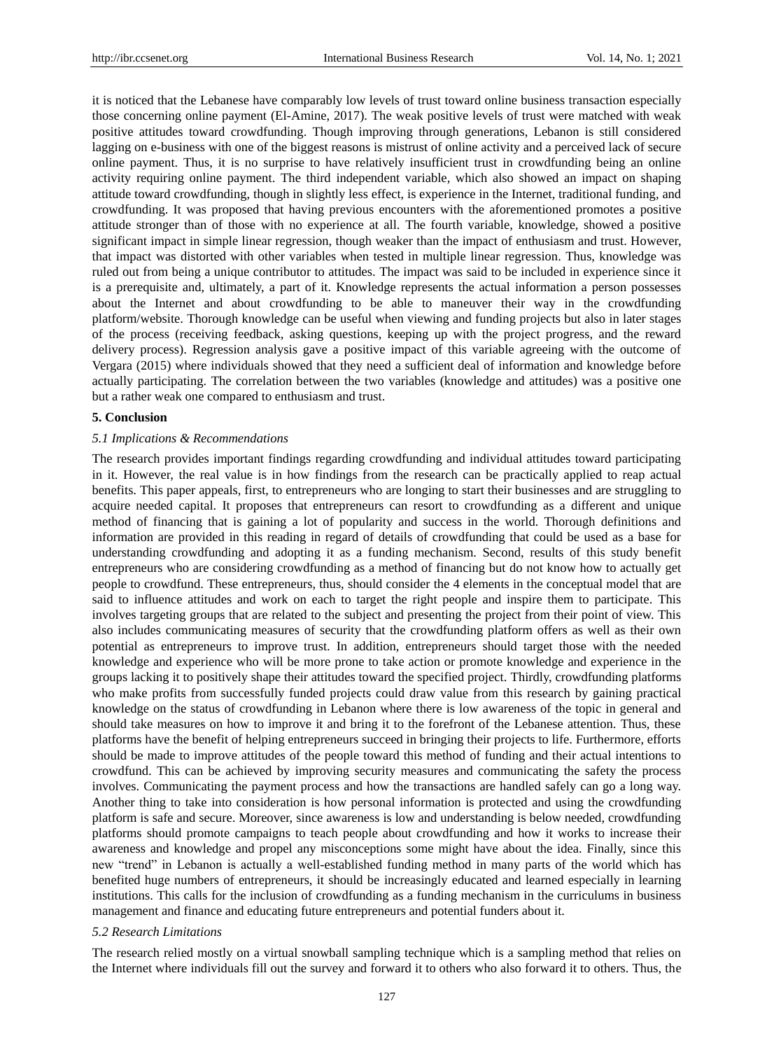it is noticed that the Lebanese have comparably low levels of trust toward online business transaction especially those concerning online payment (El-Amine, 2017). The weak positive levels of trust were matched with weak positive attitudes toward crowdfunding. Though improving through generations, Lebanon is still considered lagging on e-business with one of the biggest reasons is mistrust of online activity and a perceived lack of secure online payment. Thus, it is no surprise to have relatively insufficient trust in crowdfunding being an online activity requiring online payment. The third independent variable, which also showed an impact on shaping attitude toward crowdfunding, though in slightly less effect, is experience in the Internet, traditional funding, and crowdfunding. It was proposed that having previous encounters with the aforementioned promotes a positive attitude stronger than of those with no experience at all. The fourth variable, knowledge, showed a positive significant impact in simple linear regression, though weaker than the impact of enthusiasm and trust. However, that impact was distorted with other variables when tested in multiple linear regression. Thus, knowledge was ruled out from being a unique contributor to attitudes. The impact was said to be included in experience since it is a prerequisite and, ultimately, a part of it. Knowledge represents the actual information a person possesses about the Internet and about crowdfunding to be able to maneuver their way in the crowdfunding platform/website. Thorough knowledge can be useful when viewing and funding projects but also in later stages of the process (receiving feedback, asking questions, keeping up with the project progress, and the reward delivery process). Regression analysis gave a positive impact of this variable agreeing with the outcome of Vergara (2015) where individuals showed that they need a sufficient deal of information and knowledge before actually participating. The correlation between the two variables (knowledge and attitudes) was a positive one but a rather weak one compared to enthusiasm and trust.

## 5. Conclusion

### *5.1 Implications & Recommendations*

The research provides important findings regarding crowdfunding and individual attitudes toward participating in it. However, the real value is in how findings from the research can be practically applied to reap actual benefits. This paper appeals, first, to entrepreneurs who are longing to start their businesses and are struggling to acquire needed capital. It proposes that entrepreneurs can resort to crowdfunding as a different and unique method of financing that is gaining a lot of popularity and success in the world. Thorough definitions and information are provided in this reading in regard of details of crowdfunding that could be used as a base for understanding crowdfunding and adopting it as a funding mechanism. Second, results of this study benefit entrepreneurs who are considering crowdfunding as a method of financing but do not know how to actually get people to crowdfund. These entrepreneurs, thus, should consider the 4 elements in the conceptual model that are said to influence attitudes and work on each to target the right people and inspire them to participate. This involves targeting groups that are related to the subject and presenting the project from their point of view. This also includes communicating measures of security that the crowdfunding platform offers as well as their own potential as entrepreneurs to improve trust. In addition, entrepreneurs should target those with the needed knowledge and experience who will be more prone to take action or promote knowledge and experience in the groups lacking it to positively shape their attitudes toward the specified project. Thirdly, crowdfunding platforms who make profits from successfully funded projects could draw value from this research by gaining practical knowledge on the status of crowdfunding in Lebanon where there is low awareness of the topic in general and should take measures on how to improve it and bring it to the forefront of the Lebanese attention. Thus, these platforms have the benefit of helping entrepreneurs succeed in bringing their projects to life. Furthermore, efforts should be made to improve attitudes of the people toward this method of funding and their actual intentions to crowdfund. This can be achieved by improving security measures and communicating the safety the process involves. Communicating the payment process and how the transactions are handled safely can go a long way. Another thing to take into consideration is how personal information is protected and using the crowdfunding platform is safe and secure. Moreover, since awareness is low and understanding is below needed, crowdfunding platforms should promote campaigns to teach people about crowdfunding and how it works to increase their awareness and knowledge and propel any misconceptions some might have about the idea. Finally, since this new "trend" in Lebanon is actually a well-established funding method in many parts of the world which has benefited huge numbers of entrepreneurs, it should be increasingly educated and learned especially in learning institutions. This calls for the inclusion of crowdfunding as a funding mechanism in the curriculums in business management and finance and educating future entrepreneurs and potential funders about it.

### *5.2 Research Limitations*

The research relied mostly on a virtual snowball sampling technique which is a sampling method that relies on the Internet where individuals fill out the survey and forward it to others who also forward it to others. Thus, the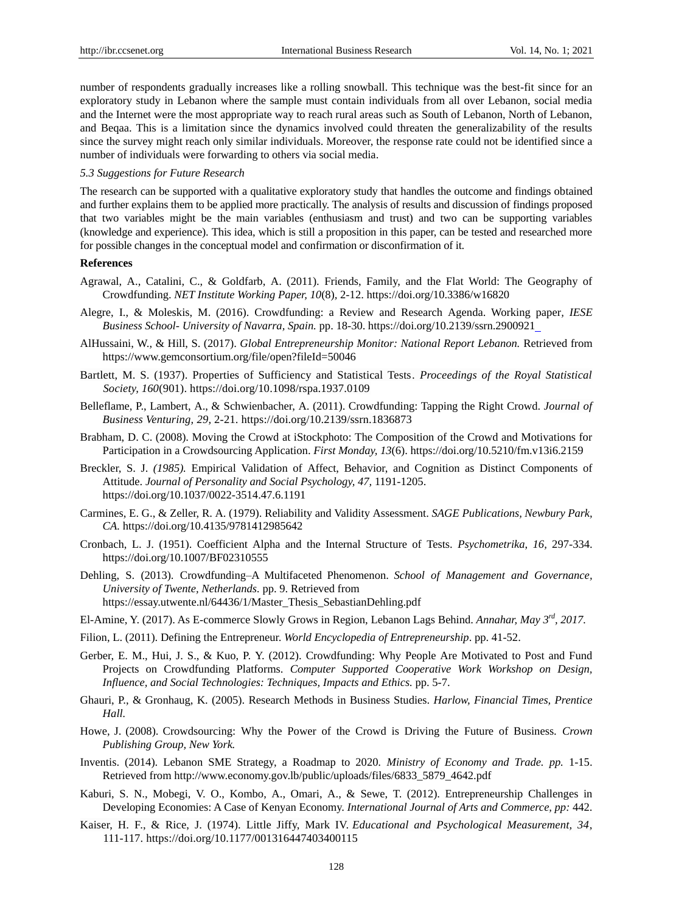number of respondents gradually increases like a rolling snowball. This technique was the best-fit since for an exploratory study in Lebanon where the sample must contain individuals from all over Lebanon, social media and the Internet were the most appropriate way to reach rural areas such as South of Lebanon, North of Lebanon, and Beqaa. This is a limitation since the dynamics involved could threaten the generalizability of the results since the survey might reach only similar individuals. Moreover, the response rate could not be identified since a number of individuals were forwarding to others via social media.

### *5.3 Suggestions for Future Research*

The research can be supported with a qualitative exploratory study that handles the outcome and findings obtained and further explains them to be applied more practically. The analysis of results and discussion of findings proposed that two variables might be the main variables (enthusiasm and trust) and two can be supporting variables (knowledge and experience). This idea, which is still a proposition in this paper, can be tested and researched more for possible changes in the conceptual model and confirmation or disconfirmation of it.

## References

Agrawal, A., Catalini, C., & Goldfarb, A. (2011). Friends, Family, and the Flat World: The Geography of Crowdfunding. *NET Institute Working Paper, 10*(8), 2-12. https://doi.org/10.3386/w16820

Alegre, I., & Moleskis, M. (2016). Crowdfunding: a Review and Research Agenda. Working paper, *IESE Business School- University of Navarra, Spain.* pp. 18-30. https://doi.org/10.2139/ssrn.2900921

AlHussaini, W., & Hill, S. (2017). *Global Entrepreneurship Monitor: National Report Lebanon.* Retrieved from https://www.gemconsortium.org/file/open?fileId=50046

Bartlett, M. S. (1937). Properties of Sufficiency and Statistical Tests. *Proceedings of the Royal Statistical Society, 160*(901). https://doi.org/10.1098/rspa.1937.0109

Belleflame, P., Lambert, A., & Schwienbacher, A. (2011). Crowdfunding: Tapping the Right Crowd. *Journal of Business Venturing, 29,* 2-21. https://doi.org/10.2139/ssrn.1836873

Brabham, D. C. (2008). Moving the Crowd at iStockphoto: The Composition of the Crowd and Motivations for Participation in a Crowdsourcing Application. *First Monday, 13*(6). https://doi.org/10.5210/fm.v13i6.2159

Breckler, S. J. *(1985).* Empirical Validation of Affect, Behavior, and Cognition as Distinct Components of Attitude. *Journal of Personality and Social Psychology, 47,* 1191-1205. https://doi.org/10.1037/0022-3514.47.6.1191

Carmines, E. G., & Zeller, R. A. (1979). Reliability and Validity Assessment. *SAGE Publications, Newbury Park, CA.* https://doi.org/10.4135/9781412985642

Cronbach, L. J. (1951). Coefficient Alpha and the Internal Structure of Tests. *Psychometrika*, *16,* 297-334. https://doi.org/10.1007/BF02310555

Dehling, S. (2013). Crowdfunding–A Multifaceted Phenomenon. *School of Management and Governance, University of Twente, Netherlands.* pp. 9. Retrieved from https://essay.utwente.nl/64436/1/Master_Thesis_SebastianDehling.pdf

El-Amine, Y. (2017). As E-commerce Slowly Grows in Region, Lebanon Lags Behind. *Annahar, May 3rd, 2017.*

Filion, L. (2011). Defining the Entrepreneur. *World Encyclopedia of Entrepreneurship*. pp. 41-52.

Gerber, E. M., Hui, J. S., & Kuo, P. Y. (2012). Crowdfunding: Why People Are Motivated to Post and Fund Projects on Crowdfunding Platforms. *Computer Supported Cooperative Work Workshop on Design, Influence, and Social Technologies: Techniques, Impacts and Ethics.* pp. 5-7.

Ghauri, P., & Gronhaug, K. (2005). Research Methods in Business Studies. *Harlow, Financial Times, Prentice Hall.*

Howe, J. (2008). Crowdsourcing: Why the Power of the Crowd is Driving the Future of Business. *Crown Publishing Group, New York.*

Inventis. (2014). Lebanon SME Strategy, a Roadmap to 2020. *Ministry of Economy and Trade. pp.* 1-15. Retrieved from http://www.economy.gov.lb/public/uploads/files/6833_5879_4642.pdf

Kaburi, S. N., Mobegi, V. O., Kombo, A., Omari, A., & Sewe, T. (2012). Entrepreneurship Challenges in Developing Economies: A Case of Kenyan Economy. *International Journal of Arts and Commerce, pp:* 442.

Kaiser, H. F., & Rice, J. (1974). Little Jiffy, Mark IV. *Educational and Psychological Measurement, 34*, 111-117. https://doi.org/10.1177/001316447403400115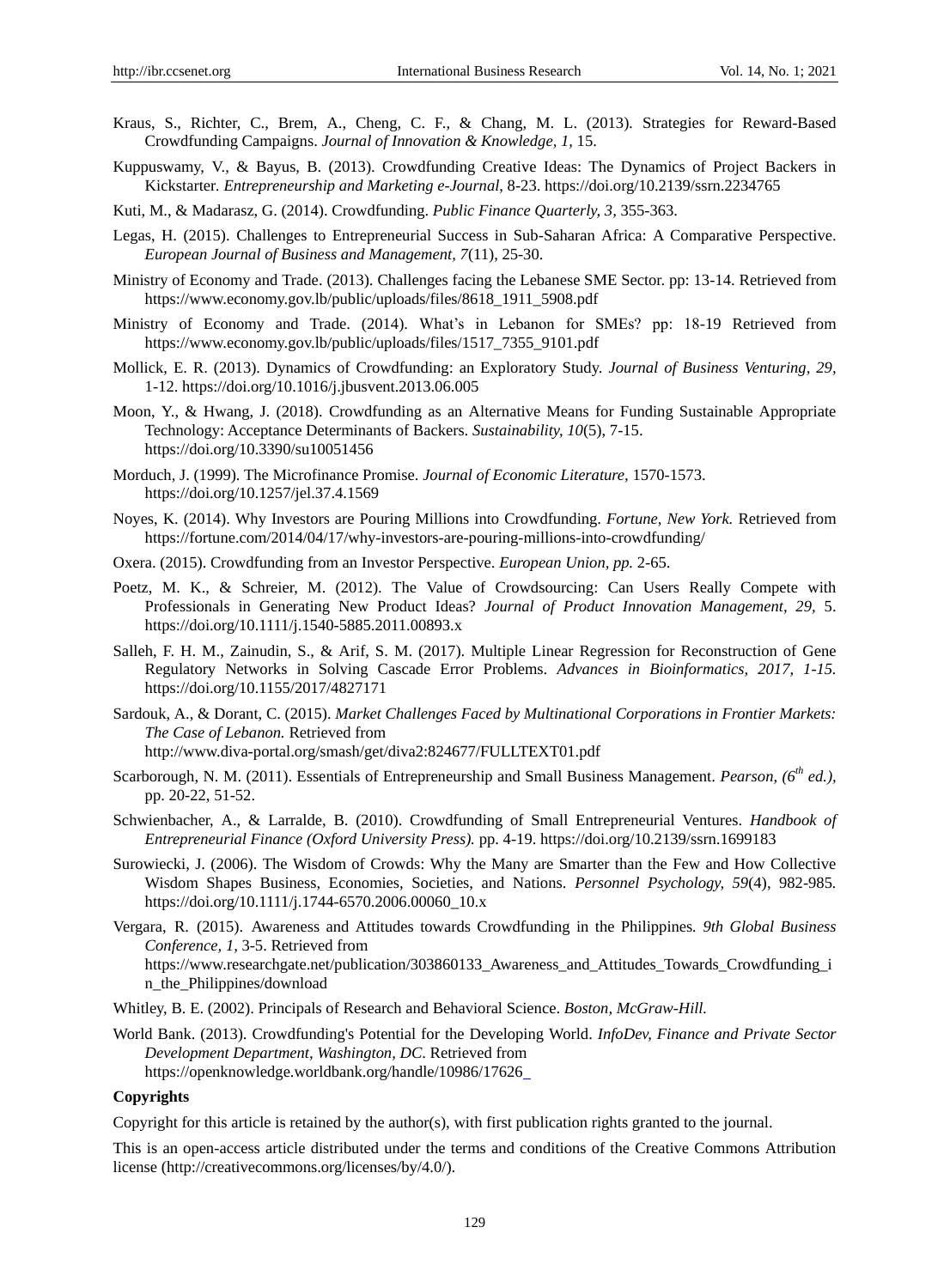Kraus, S., Richter, C., Brem, A., Cheng, C. F., & Chang, M. L. (2013). Strategies for Reward-Based Crowdfunding Campaigns. *Journal of Innovation & Knowledge, 1,* 15.

Kuppuswamy, V., & Bayus, B. (2013). Crowdfunding Creative Ideas: The Dynamics of Project Backers in Kickstarter. *Entrepreneurship and Marketing e-Journal*, 8-23. https://doi.org/10.2139/ssrn.2234765

Kuti, M., & Madarasz, G. (2014). Crowdfunding. *Public Finance Quarterly, 3,* 355-363.

Legas, H. (2015). Challenges to Entrepreneurial Success in Sub-Saharan Africa: A Comparative Perspective. *European Journal of Business and Management, 7*(11), 25-30.

Ministry of Economy and Trade. (2013). Challenges facing the Lebanese SME Sector. pp: 13-14. Retrieved from https://www.economy.gov.lb/public/uploads/files/8618_1911_5908.pdf

Ministry of Economy and Trade. (2014). What's in Lebanon for SMEs? pp: 18-19 Retrieved from https://www.economy.gov.lb/public/uploads/files/1517_7355_9101.pdf

Mollick, E. R. (2013). Dynamics of Crowdfunding: an Exploratory Study. *Journal of Business Venturing, 29,* 1-12. https://doi.org/10.1016/j.jbusvent.2013.06.005

Moon, Y., & Hwang, J. (2018). Crowdfunding as an Alternative Means for Funding Sustainable Appropriate Technology: Acceptance Determinants of Backers. *Sustainability, 10*(5), 7-15. https://doi.org/10.3390/su10051456

Morduch, J. (1999). The Microfinance Promise. *Journal of Economic Literature,* 1570-1573. https://doi.org/10.1257/jel.37.4.1569

Noyes, K. (2014). Why Investors are Pouring Millions into Crowdfunding. *Fortune, New York.* Retrieved from https://fortune.com/2014/04/17/why-investors-are-pouring-millions-into-crowdfunding/

Oxera. (2015). Crowdfunding from an Investor Perspective. *European Union, pp.* 2-65.

Poetz, M. K., & Schreier, M. (2012). The Value of Crowdsourcing: Can Users Really Compete with Professionals in Generating New Product Ideas? *Journal of Product Innovation Management, 29,* 5. https://doi.org/10.1111/j.1540-5885.2011.00893.x

Salleh, F. H. M., Zainudin, S., & Arif, S. M. (2017). Multiple Linear Regression for Reconstruction of Gene Regulatory Networks in Solving Cascade Error Problems. *Advances in Bioinformatics, 2017, 1-15.* https://doi.org/10.1155/2017/4827171

Sardouk, A., & Dorant, C. (2015). *Market Challenges Faced by Multinational Corporations in Frontier Markets: The Case of Lebanon.* Retrieved from http://www.diva-portal.org/smash/get/diva2:824677/FULLTEXT01.pdf

Scarborough, N. M. (2011). Essentials of Entrepreneurship and Small Business Management. *Pearson, (6th ed.),* pp. 20-22, 51-52.

Schwienbacher, A., & Larralde, B. (2010). Crowdfunding of Small Entrepreneurial Ventures. *Handbook of Entrepreneurial Finance (Oxford University Press).* pp. 4-19. https://doi.org/10.2139/ssrn.1699183

Surowiecki, J. (2006). The Wisdom of Crowds: Why the Many are Smarter than the Few and How Collective Wisdom Shapes Business, Economies, Societies, and Nations. *Personnel Psychology, 59*(4), 982-985. https://doi.org/10.1111/j.1744-6570.2006.00060_10.x

Vergara, R. (2015). Awareness and Attitudes towards Crowdfunding in the Philippines. *9th Global Business Conference, 1,* 3-5. Retrieved from https://www.researchgate.net/publication/303860133_Awareness_and_Attitudes_Towards_Crowdfunding_in_the_Philippines/download

Whitley, B. E. (2002). Principals of Research and Behavioral Science. *Boston, McGraw-Hill.*

World Bank. (2013). Crowdfunding's Potential for the Developing World. *InfoDev, Finance and Private Sector Development Department, Washington, DC.* Retrieved from https://openknowledge.worldbank.org/handle/10986/17626

**Copyrights**

Copyright for this article is retained by the author(s), with first publication rights granted to the journal.

This is an open-access article distributed under the terms and conditions of the Creative Commons Attribution license (http://creativecommons.org/licenses/by/4.0/).